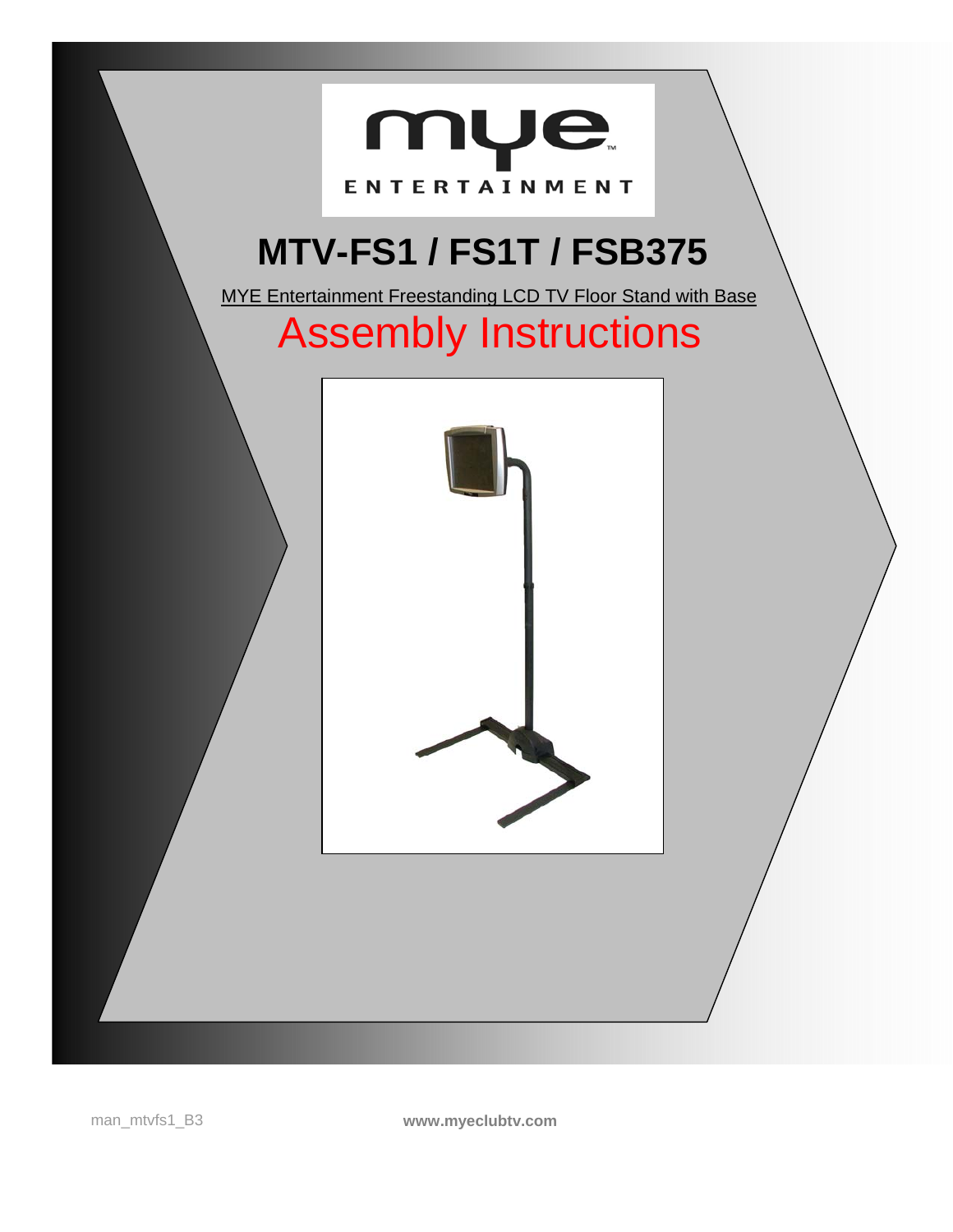mye ENTERTAINMENT

# MTV-FS1 / FS1T / FSB375

MYE Entertainment Freestanding LCD TV Floor Stand with Base

# Assembly Instructions

man_mtvfs1_B3

**www.myeclubtv.com**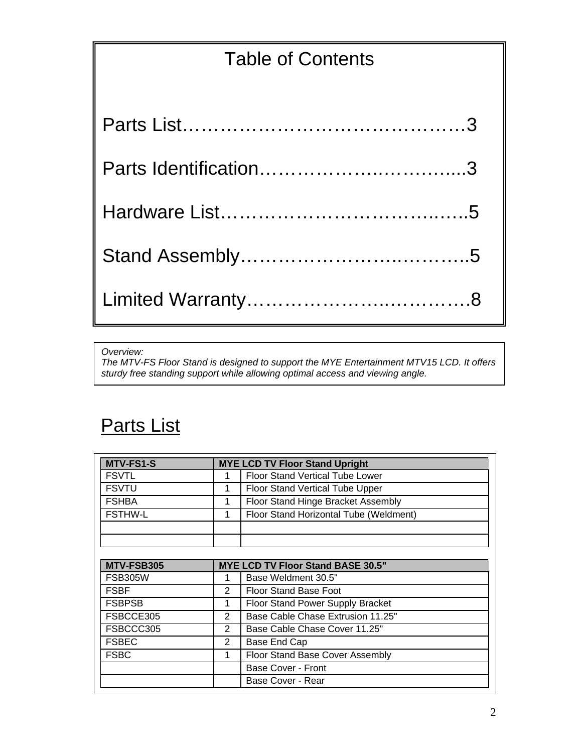# Table of Contents

Parts List……………………………………3

Parts Identification…………….………….....3

Hardware List……………………………..….5

Stand Assembly………………….………..5

Limited Warranty…………………..……….8

*Overview:*
*The MTV-FS Floor Stand is designed to support the MYE Entertainment MTV15 LCD. It offers sturdy free standing support while allowing optimal access and viewing angle.*

## Parts List

| MTV-FS1-S | MYE LCD TV Floor Stand Upright | |
|---|---|---|
| FSVTL | 1 | Floor Stand Vertical Tube Lower |
| FSVTU | 1 | Floor Stand Vertical Tube Upper |
| FSHBA | 1 | Floor Stand Hinge Bracket Assembly |
| FSTHW-L | 1 | Floor Stand Horizontal Tube (Weldment) |
| | | |
| | | |

| MTV-FSB305 | MYE LCD TV Floor Stand BASE 30.5" | |
|---|---|---|
| FSB305W | 1 | Base Weldment 30.5" |
| FSBF | 2 | Floor Stand Base Foot |
| FSBPSB | 1 | Floor Stand Power Supply Bracket |
| FSBCCE305 | 2 | Base Cable Chase Extrusion 11.25" |
| FSBCCC305 | 2 | Base Cable Chase Cover 11.25" |
| FSBEC | 2 | Base End Cap |
| FSBC | 1 | Floor Stand Base Cover Assembly |
| | | Base Cover - Front |
| | | Base Cover - Rear |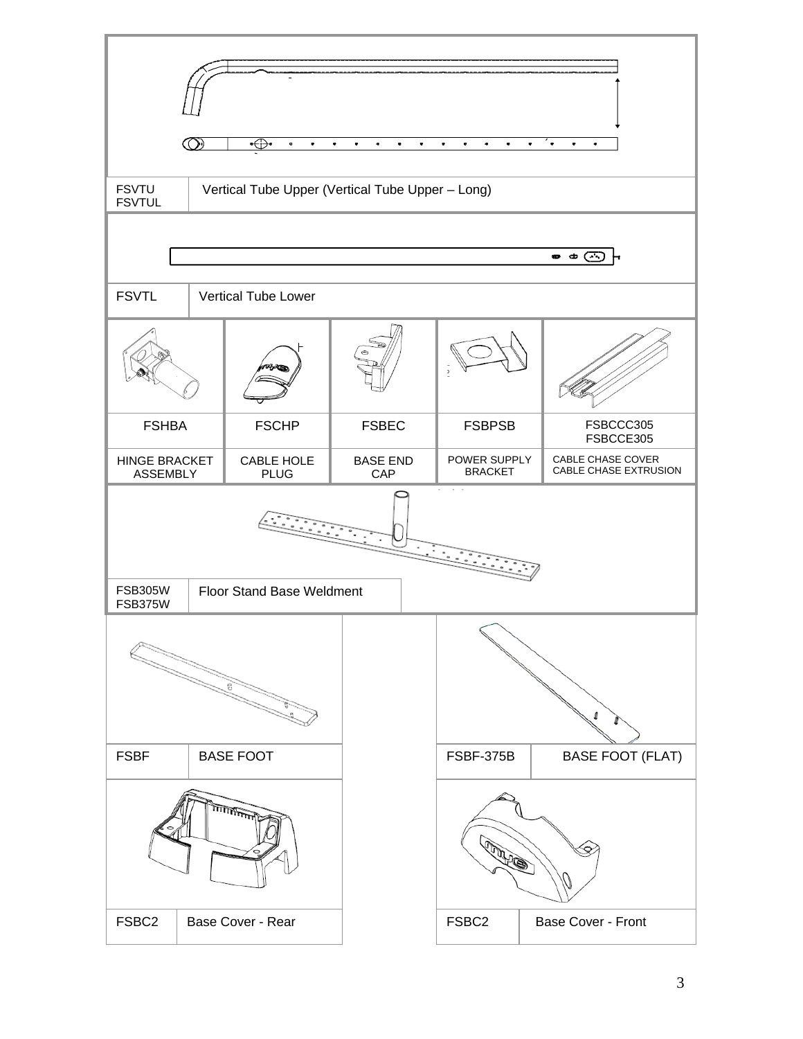| FSVTU FSVTUL | Vertical Tube Upper (Vertical Tube Upper – Long) |
|---|---|

| FSVTL | Vertical Tube Lower |
|---|---|

| FSHBA | FSCHP | FSBEC | FSBPSB | FSBCCC305 FSBCCE305 |
|---|---|---|---|---|
| HINGE BRACKET ASSEMBLY | CABLE HOLE PLUG | BASE END CAP | POWER SUPPLY BRACKET | CABLE CHASE COVER CABLE CHASE EXTRUSION |

| FSB305W FSB375W | Floor Stand Base Weldment |
|---|---|

| FSBF | BASE FOOT | FSBF-375B | BASE FOOT (FLAT) |
|---|---|---|---|

| FSBC2 | Base Cover - Rear | FSBC2 | Base Cover - Front |
|---|---|---|---|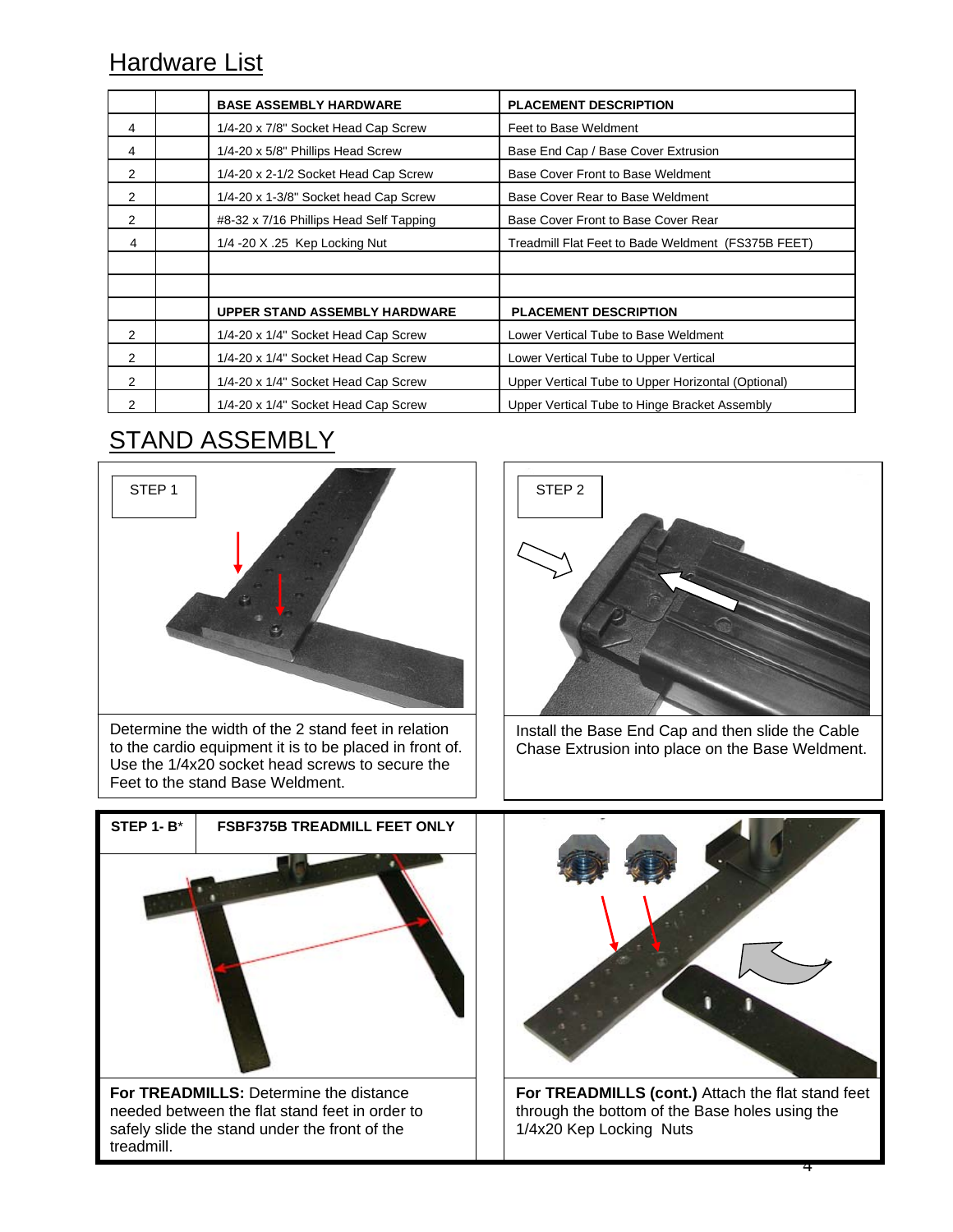## Hardware List

| | | BASE ASSEMBLY HARDWARE | PLACEMENT DESCRIPTION |
|---|---|---|---|
| 4 | | 1/4-20 x 7/8" Socket Head Cap Screw | Feet to Base Weldment |
| 4 | | 1/4-20 x 5/8" Phillips Head Screw | Base End Cap / Base Cover Extrusion |
| 2 | | 1/4-20 x 2-1/2 Socket Head Cap Screw | Base Cover Front to Base Weldment |
| 2 | | 1/4-20 x 1-3/8" Socket head Cap Screw | Base Cover Rear to Base Weldment |
| 2 | | #8-32 x 7/16 Phillips Head Self Tapping | Base Cover Front to Base Cover Rear |
| 4 | | 1/4 -20 X .25 Kep Locking Nut | Treadmill Flat Feet to Bade Weldment (FS375B FEET) |
| | | | |
| | | | |
| | | **UPPER STAND ASSEMBLY HARDWARE** | **PLACEMENT DESCRIPTION** |
| 2 | | 1/4-20 x 1/4" Socket Head Cap Screw | Lower Vertical Tube to Base Weldment |
| 2 | | 1/4-20 x 1/4" Socket Head Cap Screw | Lower Vertical Tube to Upper Vertical |
| 2 | | 1/4-20 x 1/4" Socket Head Cap Screw | Upper Vertical Tube to Upper Horizontal (Optional) |
| 2 | | 1/4-20 x 1/4" Socket Head Cap Screw | Upper Vertical Tube to Hinge Bracket Assembly |

## STAND ASSEMBLY

**STEP 1**

Determine the width of the 2 stand feet in relation to the cardio equipment it is to be placed in front of. Use the 1/4x20 socket head screws to secure the Feet to the stand Base Weldment.

**STEP 2**

Install the Base End Cap and then slide the Cable Chase Extrusion into place on the Base Weldment.

**STEP 1- B*** **FSBF375B TREADMILL FEET ONLY**

**For TREADMILLS:** Determine the distance needed between the flat stand feet in order to safely slide the stand under the front of the treadmill.

**For TREADMILLS (cont.)** Attach the flat stand feet through the bottom of the Base holes using the 1/4x20 Kep Locking Nuts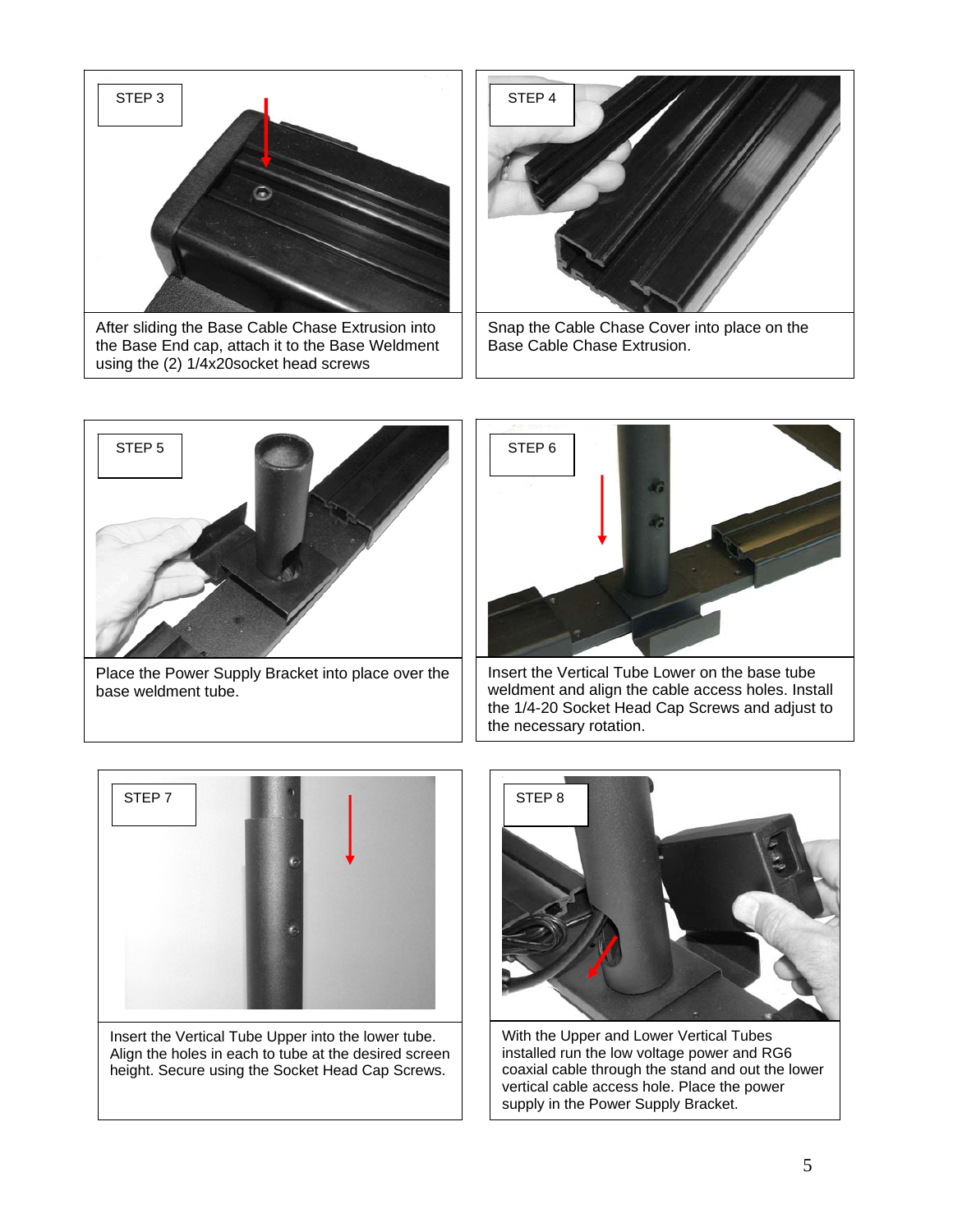STEP 3

After sliding the Base Cable Chase Extrusion into the Base End cap, attach it to the Base Weldment using the (2) 1/4x20socket head screws

STEP 4

Snap the Cable Chase Cover into place on the Base Cable Chase Extrusion.

STEP 5

Place the Power Supply Bracket into place over the base weldment tube.

STEP 6

Insert the Vertical Tube Lower on the base tube weldment and align the cable access holes. Install the 1/4-20 Socket Head Cap Screws and adjust to the necessary rotation.

STEP 7

Insert the Vertical Tube Upper into the lower tube. Align the holes in each to tube at the desired screen height. Secure using the Socket Head Cap Screws.

STEP 8

With the Upper and Lower Vertical Tubes installed run the low voltage power and RG6 coaxial cable through the stand and out the lower vertical cable access hole. Place the power supply in the Power Supply Bracket.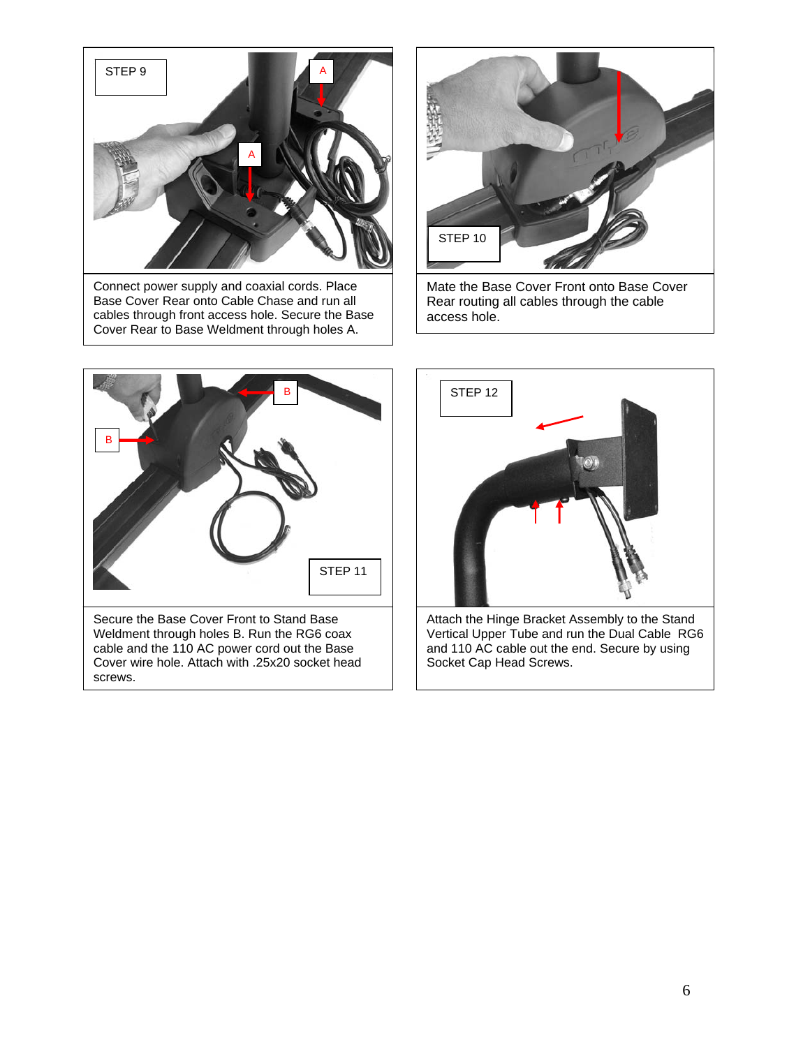STEP 9

Connect power supply and coaxial cords. Place Base Cover Rear onto Cable Chase and run all cables through front access hole. Secure the Base Cover Rear to Base Weldment through holes A.

STEP 10

Mate the Base Cover Front onto Base Cover Rear routing all cables through the cable access hole.

STEP 11

Secure the Base Cover Front to Stand Base Weldment through holes B. Run the RG6 coax cable and the 110 AC power cord out the Base Cover wire hole. Attach with .25x20 socket head screws.

STEP 12

Attach the Hinge Bracket Assembly to the Stand Vertical Upper Tube and run the Dual Cable RG6 and 110 AC cable out the end. Secure by using Socket Cap Head Screws.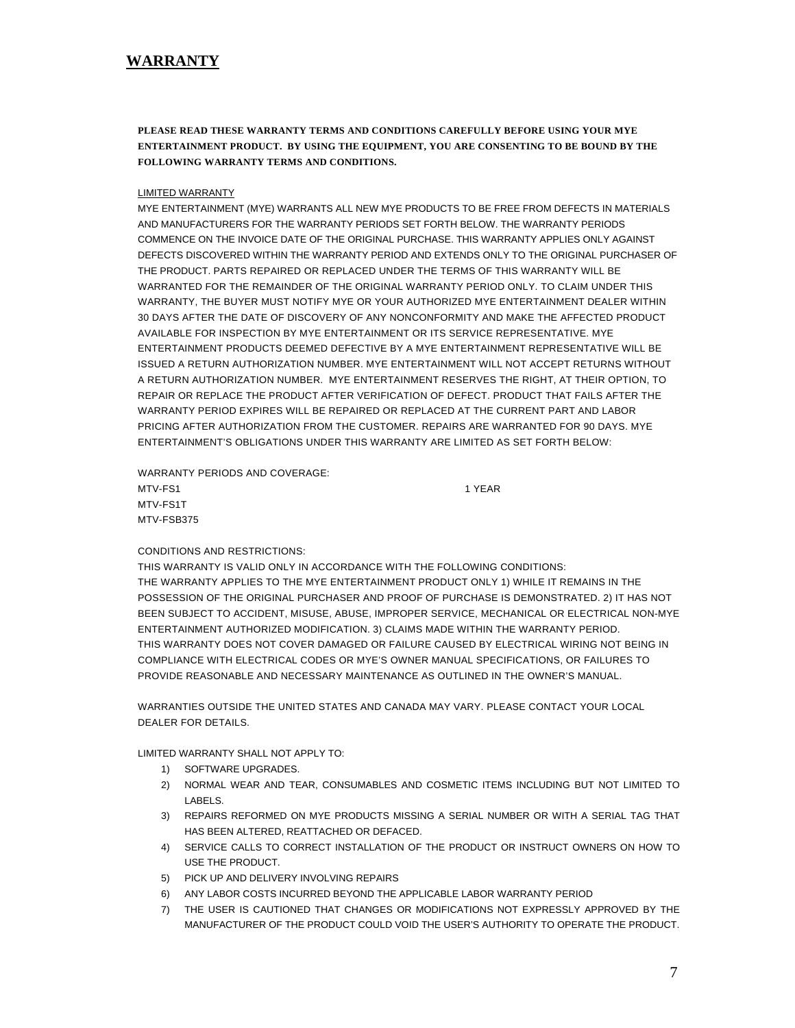# WARRANTY

**PLEASE READ THESE WARRANTY TERMS AND CONDITIONS CAREFULLY BEFORE USING YOUR MYE ENTERTAINMENT PRODUCT. BY USING THE EQUIPMENT, YOU ARE CONSENTING TO BE BOUND BY THE FOLLOWING WARRANTY TERMS AND CONDITIONS.**

LIMITED WARRANTY

MYE ENTERTAINMENT (MYE) WARRANTS ALL NEW MYE PRODUCTS TO BE FREE FROM DEFECTS IN MATERIALS AND MANUFACTURERS FOR THE WARRANTY PERIODS SET FORTH BELOW. THE WARRANTY PERIODS COMMENCE ON THE INVOICE DATE OF THE ORIGINAL PURCHASE. THIS WARRANTY APPLIES ONLY AGAINST DEFECTS DISCOVERED WITHIN THE WARRANTY PERIOD AND EXTENDS ONLY TO THE ORIGINAL PURCHASER OF THE PRODUCT. PARTS REPAIRED OR REPLACED UNDER THE TERMS OF THIS WARRANTY WILL BE WARRANTED FOR THE REMAINDER OF THE ORIGINAL WARRANTY PERIOD ONLY. TO CLAIM UNDER THIS WARRANTY, THE BUYER MUST NOTIFY MYE OR YOUR AUTHORIZED MYE ENTERTAINMENT DEALER WITHIN 30 DAYS AFTER THE DATE OF DISCOVERY OF ANY NONCONFORMITY AND MAKE THE AFFECTED PRODUCT AVAILABLE FOR INSPECTION BY MYE ENTERTAINMENT OR ITS SERVICE REPRESENTATIVE. MYE ENTERTAINMENT PRODUCTS DEEMED DEFECTIVE BY A MYE ENTERTAINMENT REPRESENTATIVE WILL BE ISSUED A RETURN AUTHORIZATION NUMBER. MYE ENTERTAINMENT WILL NOT ACCEPT RETURNS WITHOUT A RETURN AUTHORIZATION NUMBER. MYE ENTERTAINMENT RESERVES THE RIGHT, AT THEIR OPTION, TO REPAIR OR REPLACE THE PRODUCT AFTER VERIFICATION OF DEFECT. PRODUCT THAT FAILS AFTER THE WARRANTY PERIOD EXPIRES WILL BE REPAIRED OR REPLACED AT THE CURRENT PART AND LABOR PRICING AFTER AUTHORIZATION FROM THE CUSTOMER. REPAIRS ARE WARRANTED FOR 90 DAYS. MYE ENTERTAINMENT'S OBLIGATIONS UNDER THIS WARRANTY ARE LIMITED AS SET FORTH BELOW:

WARRANTY PERIODS AND COVERAGE:

| | |
|---|---|
| MTV-FS1 | 1 YEAR |
| MTV-FS1T | |
| MTV-FSB375 | |

CONDITIONS AND RESTRICTIONS:

THIS WARRANTY IS VALID ONLY IN ACCORDANCE WITH THE FOLLOWING CONDITIONS:
THE WARRANTY APPLIES TO THE MYE ENTERTAINMENT PRODUCT ONLY 1) WHILE IT REMAINS IN THE POSSESSION OF THE ORIGINAL PURCHASER AND PROOF OF PURCHASE IS DEMONSTRATED. 2) IT HAS NOT BEEN SUBJECT TO ACCIDENT, MISUSE, ABUSE, IMPROPER SERVICE, MECHANICAL OR ELECTRICAL NON-MYE ENTERTAINMENT AUTHORIZED MODIFICATION. 3) CLAIMS MADE WITHIN THE WARRANTY PERIOD.
THIS WARRANTY DOES NOT COVER DAMAGED OR FAILURE CAUSED BY ELECTRICAL WIRING NOT BEING IN COMPLIANCE WITH ELECTRICAL CODES OR MYE'S OWNER MANUAL SPECIFICATIONS, OR FAILURES TO PROVIDE REASONABLE AND NECESSARY MAINTENANCE AS OUTLINED IN THE OWNER'S MANUAL.

WARRANTIES OUTSIDE THE UNITED STATES AND CANADA MAY VARY. PLEASE CONTACT YOUR LOCAL DEALER FOR DETAILS.

LIMITED WARRANTY SHALL NOT APPLY TO:

1) SOFTWARE UPGRADES.
2) NORMAL WEAR AND TEAR, CONSUMABLES AND COSMETIC ITEMS INCLUDING BUT NOT LIMITED TO LABELS.
3) REPAIRS REFORMED ON MYE PRODUCTS MISSING A SERIAL NUMBER OR WITH A SERIAL TAG THAT HAS BEEN ALTERED, REATTACHED OR DEFACED.
4) SERVICE CALLS TO CORRECT INSTALLATION OF THE PRODUCT OR INSTRUCT OWNERS ON HOW TO USE THE PRODUCT.
5) PICK UP AND DELIVERY INVOLVING REPAIRS
6) ANY LABOR COSTS INCURRED BEYOND THE APPLICABLE LABOR WARRANTY PERIOD
7) THE USER IS CAUTIONED THAT CHANGES OR MODIFICATIONS NOT EXPRESSLY APPROVED BY THE MANUFACTURER OF THE PRODUCT COULD VOID THE USER'S AUTHORITY TO OPERATE THE PRODUCT.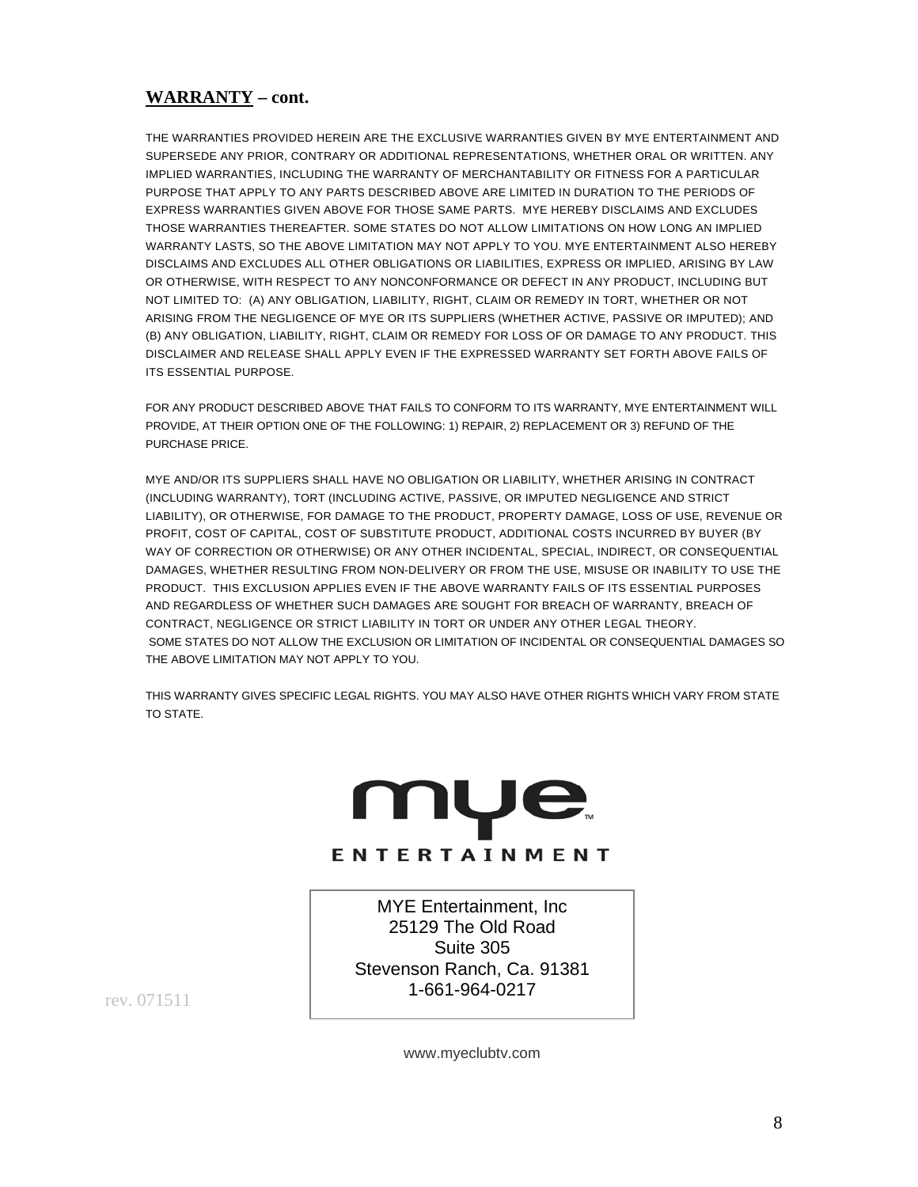## **WARRANTY – cont.**

THE WARRANTIES PROVIDED HEREIN ARE THE EXCLUSIVE WARRANTIES GIVEN BY MYE ENTERTAINMENT AND SUPERSEDE ANY PRIOR, CONTRARY OR ADDITIONAL REPRESENTATIONS, WHETHER ORAL OR WRITTEN. ANY IMPLIED WARRANTIES, INCLUDING THE WARRANTY OF MERCHANTABILITY OR FITNESS FOR A PARTICULAR PURPOSE THAT APPLY TO ANY PARTS DESCRIBED ABOVE ARE LIMITED IN DURATION TO THE PERIODS OF EXPRESS WARRANTIES GIVEN ABOVE FOR THOSE SAME PARTS. MYE HEREBY DISCLAIMS AND EXCLUDES THOSE WARRANTIES THEREAFTER. SOME STATES DO NOT ALLOW LIMITATIONS ON HOW LONG AN IMPLIED WARRANTY LASTS, SO THE ABOVE LIMITATION MAY NOT APPLY TO YOU. MYE ENTERTAINMENT ALSO HEREBY DISCLAIMS AND EXCLUDES ALL OTHER OBLIGATIONS OR LIABILITIES, EXPRESS OR IMPLIED, ARISING BY LAW OR OTHERWISE, WITH RESPECT TO ANY NONCONFORMANCE OR DEFECT IN ANY PRODUCT, INCLUDING BUT NOT LIMITED TO: (A) ANY OBLIGATION, LIABILITY, RIGHT, CLAIM OR REMEDY IN TORT, WHETHER OR NOT ARISING FROM THE NEGLIGENCE OF MYE OR ITS SUPPLIERS (WHETHER ACTIVE, PASSIVE OR IMPUTED); AND (B) ANY OBLIGATION, LIABILITY, RIGHT, CLAIM OR REMEDY FOR LOSS OF OR DAMAGE TO ANY PRODUCT. THIS DISCLAIMER AND RELEASE SHALL APPLY EVEN IF THE EXPRESSED WARRANTY SET FORTH ABOVE FAILS OF ITS ESSENTIAL PURPOSE.

FOR ANY PRODUCT DESCRIBED ABOVE THAT FAILS TO CONFORM TO ITS WARRANTY, MYE ENTERTAINMENT WILL PROVIDE, AT THEIR OPTION ONE OF THE FOLLOWING: 1) REPAIR, 2) REPLACEMENT OR 3) REFUND OF THE PURCHASE PRICE.

MYE AND/OR ITS SUPPLIERS SHALL HAVE NO OBLIGATION OR LIABILITY, WHETHER ARISING IN CONTRACT (INCLUDING WARRANTY), TORT (INCLUDING ACTIVE, PASSIVE, OR IMPUTED NEGLIGENCE AND STRICT LIABILITY), OR OTHERWISE, FOR DAMAGE TO THE PRODUCT, PROPERTY DAMAGE, LOSS OF USE, REVENUE OR PROFIT, COST OF CAPITAL, COST OF SUBSTITUTE PRODUCT, ADDITIONAL COSTS INCURRED BY BUYER (BY WAY OF CORRECTION OR OTHERWISE) OR ANY OTHER INCIDENTAL, SPECIAL, INDIRECT, OR CONSEQUENTIAL DAMAGES, WHETHER RESULTING FROM NON-DELIVERY OR FROM THE USE, MISUSE OR INABILITY TO USE THE PRODUCT. THIS EXCLUSION APPLIES EVEN IF THE ABOVE WARRANTY FAILS OF ITS ESSENTIAL PURPOSES AND REGARDLESS OF WHETHER SUCH DAMAGES ARE SOUGHT FOR BREACH OF WARRANTY, BREACH OF CONTRACT, NEGLIGENCE OR STRICT LIABILITY IN TORT OR UNDER ANY OTHER LEGAL THEORY. SOME STATES DO NOT ALLOW THE EXCLUSION OR LIMITATION OF INCIDENTAL OR CONSEQUENTIAL DAMAGES SO THE ABOVE LIMITATION MAY NOT APPLY TO YOU.

THIS WARRANTY GIVES SPECIFIC LEGAL RIGHTS. YOU MAY ALSO HAVE OTHER RIGHTS WHICH VARY FROM STATE TO STATE.

mye™
ENTERTAINMENT

MYE Entertainment, Inc
25129 The Old Road
Suite 305
Stevenson Ranch, Ca. 91381
1-661-964-0217

rev. 071511

www.myeclubtv.com